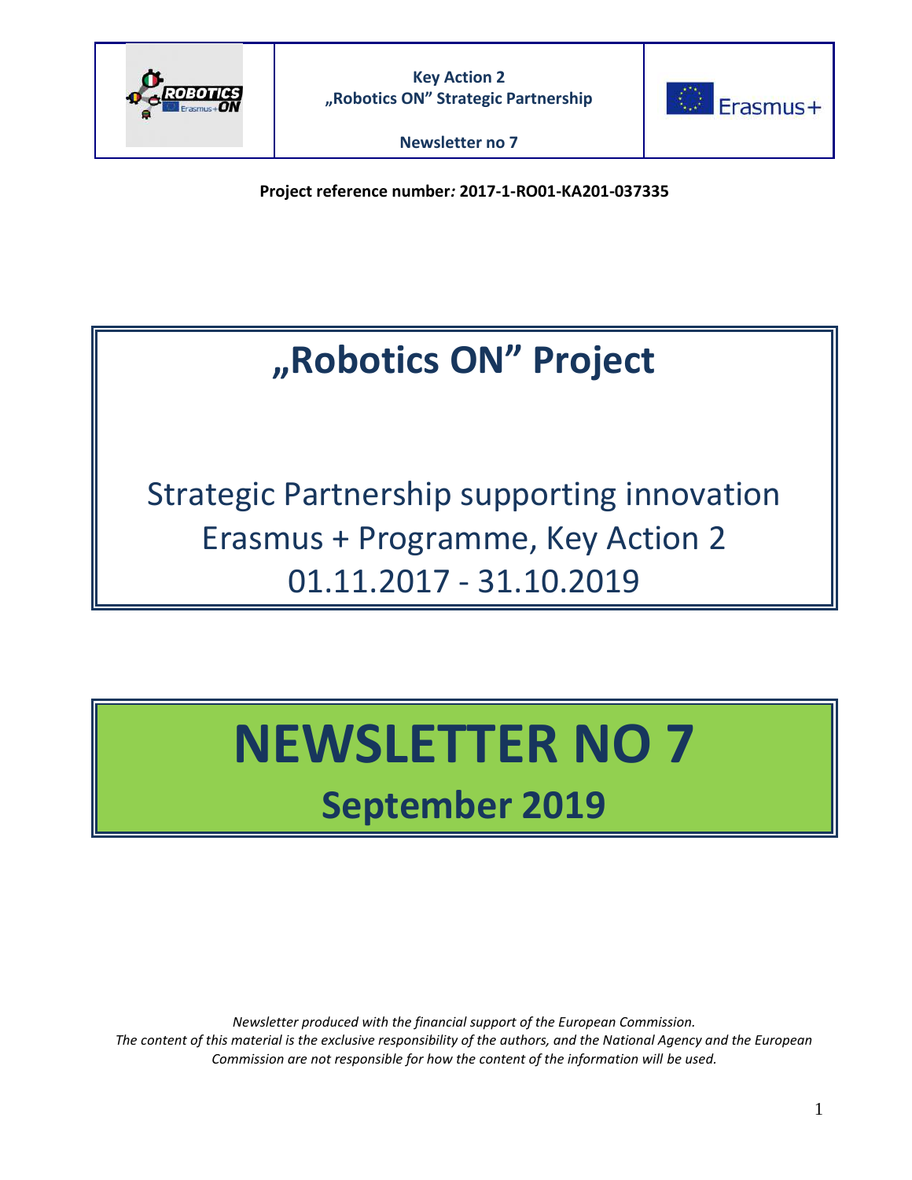Key Action 2
„Robotics ON" Strategic Partnership

Newsletter no 7

**Project reference number: 2017-1-RO01-KA201-037335**

# „Robotics ON" Project

Strategic Partnership supporting innovation
Erasmus + Programme, Key Action 2
01.11.2017 - 31.10.2019

# NEWSLETTER NO 7

## September 2019

*Newsletter produced with the financial support of the European Commission.*
*The content of this material is the exclusive responsibility of the authors, and the National Agency and the European Commission are not responsible for how the content of the information will be used.*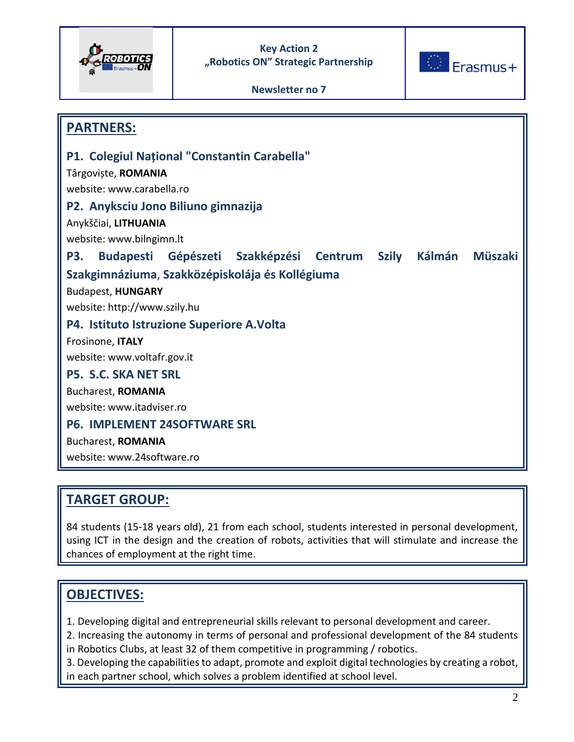## PARTNERS:

### P1. Colegiul Național "Constantin Carabella"

Târgoviște, **ROMANIA**

website: www.carabella.ro

### P2. Anyksciu Jono Biliuno gimnazija

Anykščiai, **LITHUANIA**

website: www.bilngimn.lt

### P3. Budapesti Gépészeti Szakképzési Centrum Szily Kálmán Müszaki Szakgimnáziuma, Szakközépiskolája és Kollégiuma

Budapest, **HUNGARY**

website: http://www.szily.hu

### P4. Istituto Istruzione Superiore A.Volta

Frosinone, **ITALY**

website: www.voltafr.gov.it

### P5. S.C. SKA NET SRL

Bucharest, **ROMANIA**

website: www.itadviser.ro

### P6. IMPLEMENT 24SOFTWARE SRL

Bucharest, **ROMANIA**

website: www.24software.ro

## TARGET GROUP:

84 students (15-18 years old), 21 from each school, students interested in personal development, using ICT in the design and the creation of robots, activities that will stimulate and increase the chances of employment at the right time.

## OBJECTIVES:

1. Developing digital and entrepreneurial skills relevant to personal development and career.
2. Increasing the autonomy in terms of personal and professional development of the 84 students in Robotics Clubs, at least 32 of them competitive in programming / robotics.
3. Developing the capabilities to adapt, promote and exploit digital technologies by creating a robot, in each partner school, which solves a problem identified at school level.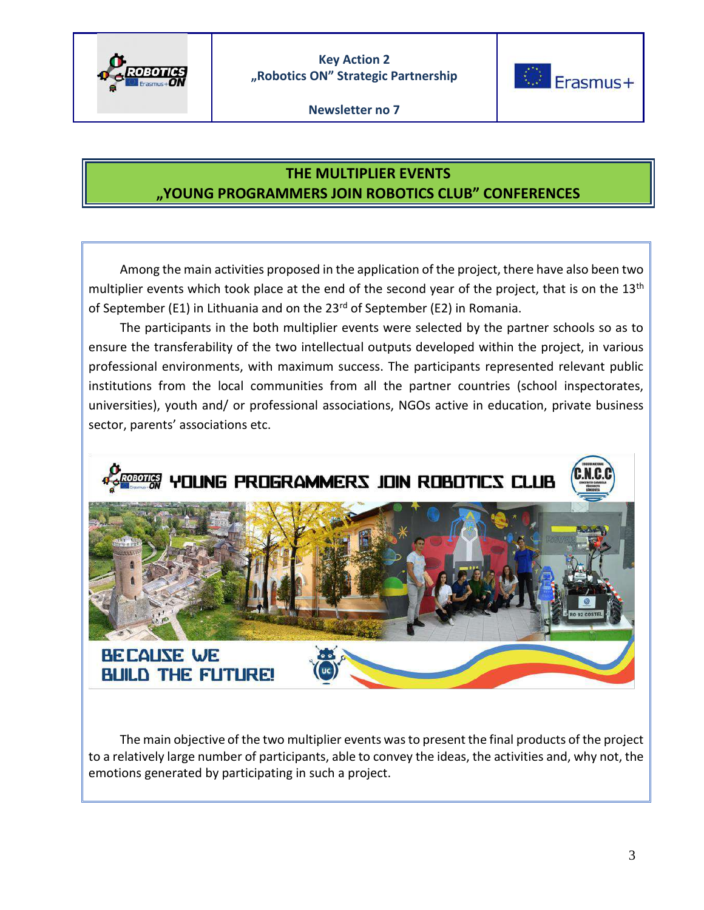## THE MULTIPLIER EVENTS
## „YOUNG PROGRAMMERS JOIN ROBOTICS CLUB" CONFERENCES

Among the main activities proposed in the application of the project, there have also been two multiplier events which took place at the end of the second year of the project, that is on the 13th of September (E1) in Lithuania and on the 23rd of September (E2) in Romania.

The participants in the both multiplier events were selected by the partner schools so as to ensure the transferability of the two intellectual outputs developed within the project, in various professional environments, with maximum success. The participants represented relevant public institutions from the local communities from all the partner countries (school inspectorates, universities), youth and/ or professional associations, NGOs active in education, private business sector, parents' associations etc.

The main objective of the two multiplier events was to present the final products of the project to a relatively large number of participants, able to convey the ideas, the activities and, why not, the emotions generated by participating in such a project.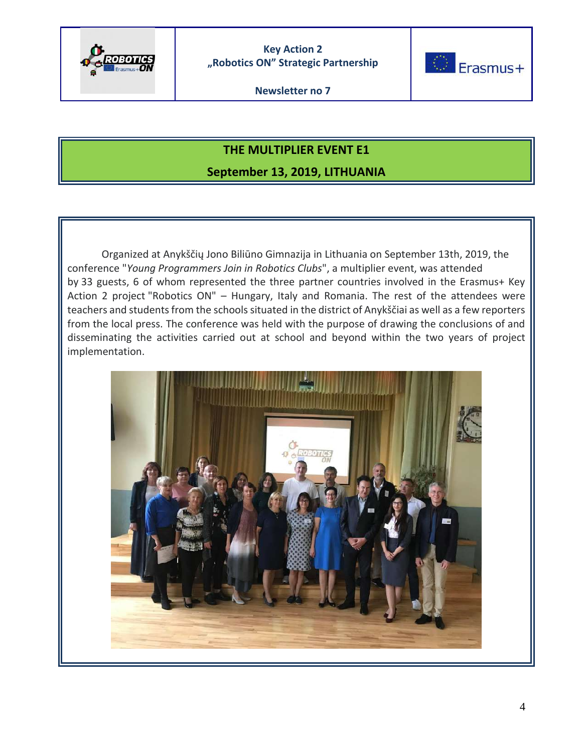## THE MULTIPLIER EVENT E1

## September 13, 2019, LITHUANIA

Organized at Anykščių Jono Biliūno Gimnazija in Lithuania on September 13th, 2019, the conference "*Young Programmers Join in Robotics Clubs*", a multiplier event, was attended by 33 guests, 6 of whom represented the three partner countries involved in the Erasmus+ Key Action 2 project "Robotics ON" – Hungary, Italy and Romania. The rest of the attendees were teachers and students from the schools situated in the district of Anykščiai as well as a few reporters from the local press. The conference was held with the purpose of drawing the conclusions of and disseminating the activities carried out at school and beyond within the two years of project implementation.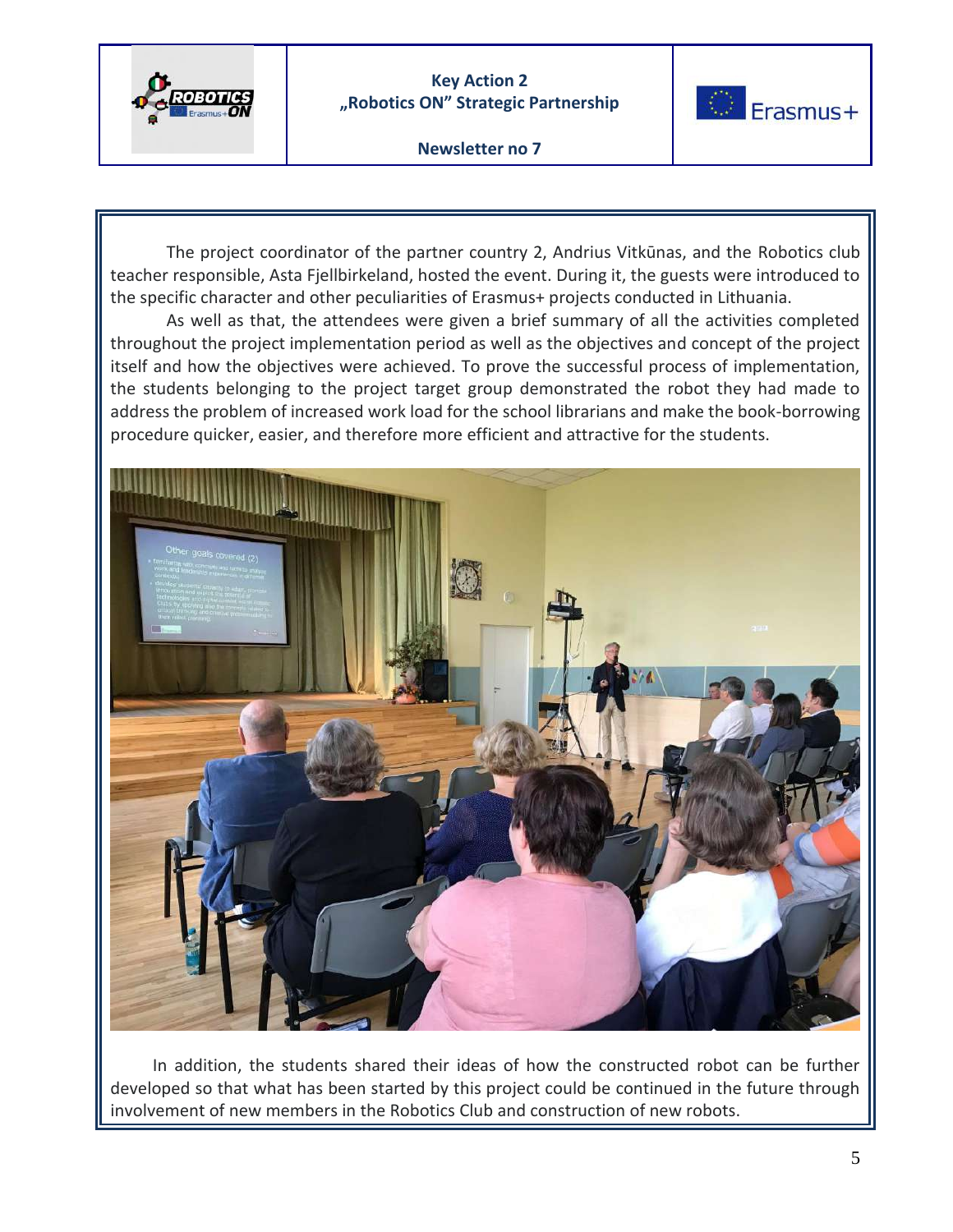The project coordinator of the partner country 2, Andrius Vitkūnas, and the Robotics club teacher responsible, Asta Fjellbirkeland, hosted the event. During it, the guests were introduced to the specific character and other peculiarities of Erasmus+ projects conducted in Lithuania.

As well as that, the attendees were given a brief summary of all the activities completed throughout the project implementation period as well as the objectives and concept of the project itself and how the objectives were achieved. To prove the successful process of implementation, the students belonging to the project target group demonstrated the robot they had made to address the problem of increased work load for the school librarians and make the book-borrowing procedure quicker, easier, and therefore more efficient and attractive for the students.

In addition, the students shared their ideas of how the constructed robot can be further developed so that what has been started by this project could be continued in the future through involvement of new members in the Robotics Club and construction of new robots.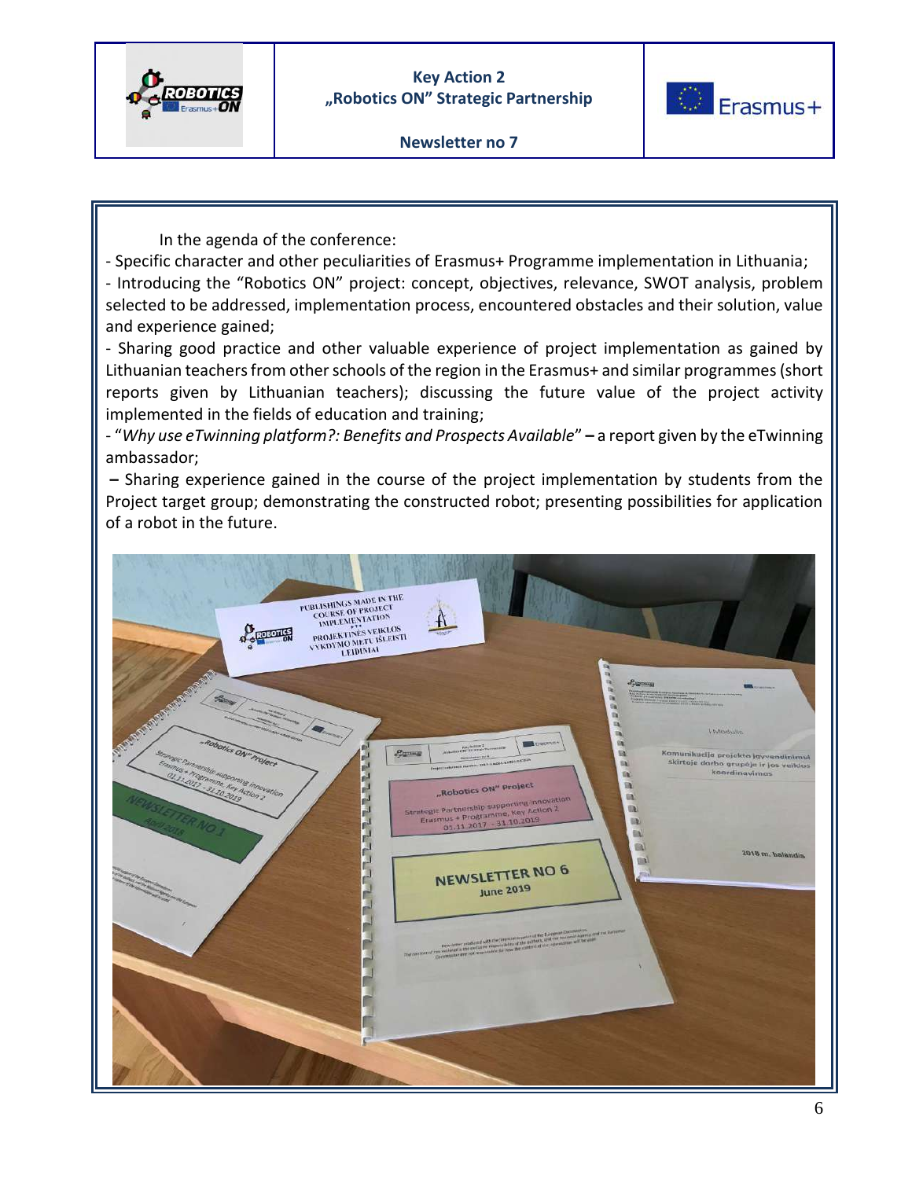In the agenda of the conference:

- Specific character and other peculiarities of Erasmus+ Programme implementation in Lithuania;
- Introducing the "Robotics ON" project: concept, objectives, relevance, SWOT analysis, problem selected to be addressed, implementation process, encountered obstacles and their solution, value and experience gained;
- Sharing good practice and other valuable experience of project implementation as gained by Lithuanian teachers from other schools of the region in the Erasmus+ and similar programmes (short reports given by Lithuanian teachers); discussing the future value of the project activity implemented in the fields of education and training;
- "*Why use eTwinning platform?: Benefits and Prospects Available*" **–** a report given by the eTwinning ambassador;

**–** Sharing experience gained in the course of the project implementation by students from the Project target group; demonstrating the constructed robot; presenting possibilities for application of a robot in the future.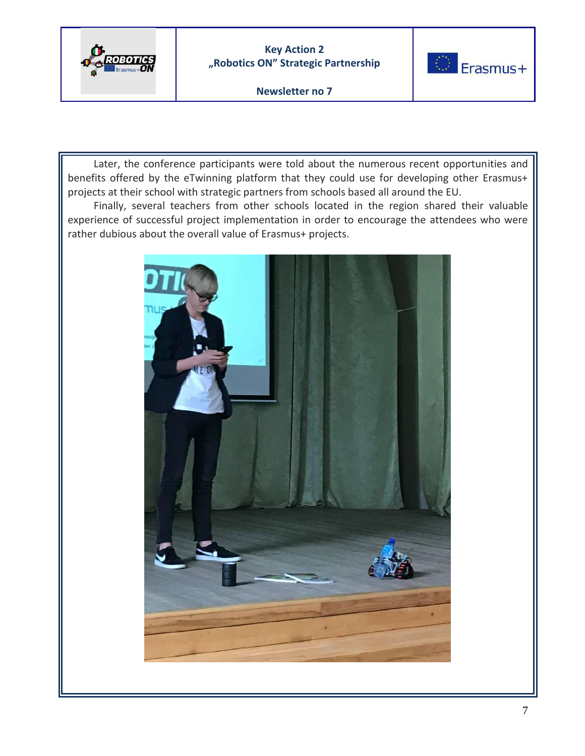Later, the conference participants were told about the numerous recent opportunities and benefits offered by the eTwinning platform that they could use for developing other Erasmus+ projects at their school with strategic partners from schools based all around the EU.

Finally, several teachers from other schools located in the region shared their valuable experience of successful project implementation in order to encourage the attendees who were rather dubious about the overall value of Erasmus+ projects.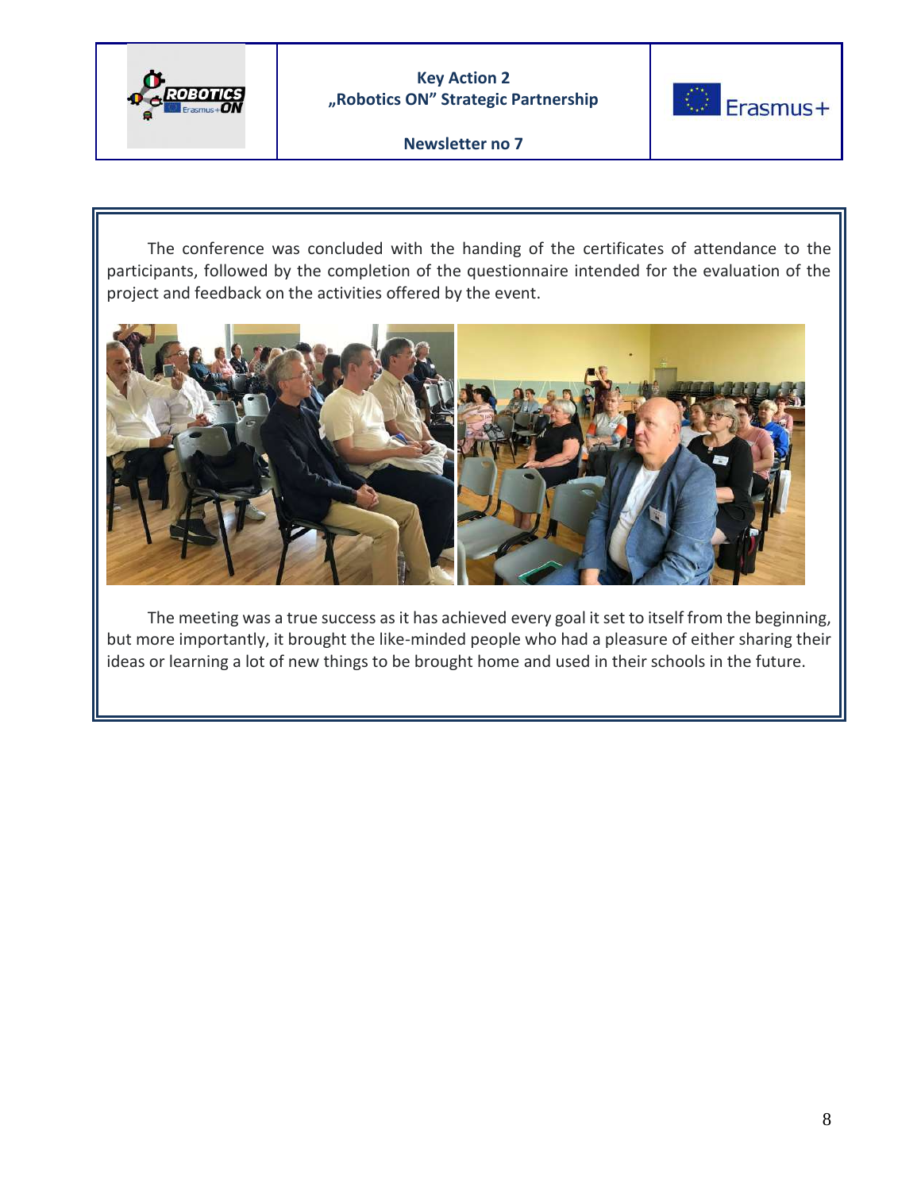The conference was concluded with the handing of the certificates of attendance to the participants, followed by the completion of the questionnaire intended for the evaluation of the project and feedback on the activities offered by the event.

The meeting was a true success as it has achieved every goal it set to itself from the beginning, but more importantly, it brought the like-minded people who had a pleasure of either sharing their ideas or learning a lot of new things to be brought home and used in their schools in the future.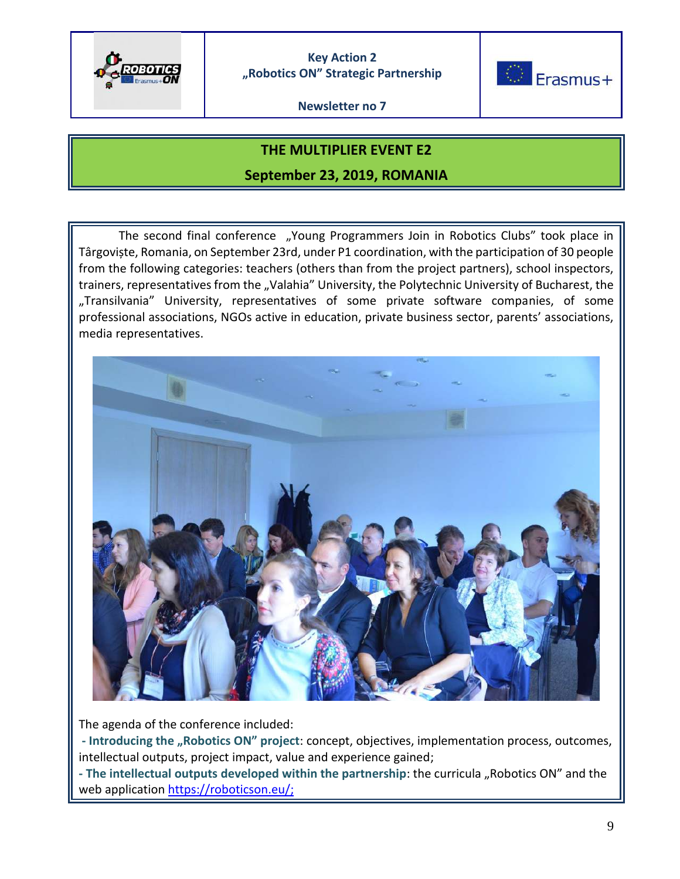# THE MULTIPLIER EVENT E2

## September 23, 2019, ROMANIA

The second final conference „Young Programmers Join in Robotics Clubs" took place in Târgoviște, Romania, on September 23rd, under P1 coordination, with the participation of 30 people from the following categories: teachers (others than from the project partners), school inspectors, trainers, representatives from the „Valahia" University, the Polytechnic University of Bucharest, the „Transilvania" University, representatives of some private software companies, of some professional associations, NGOs active in education, private business sector, parents' associations, media representatives.

The agenda of the conference included:

- **Introducing the „Robotics ON" project**: concept, objectives, implementation process, outcomes, intellectual outputs, project impact, value and experience gained;
- **The intellectual outputs developed within the partnership**: the curricula „Robotics ON" and the web application https://roboticson.eu/;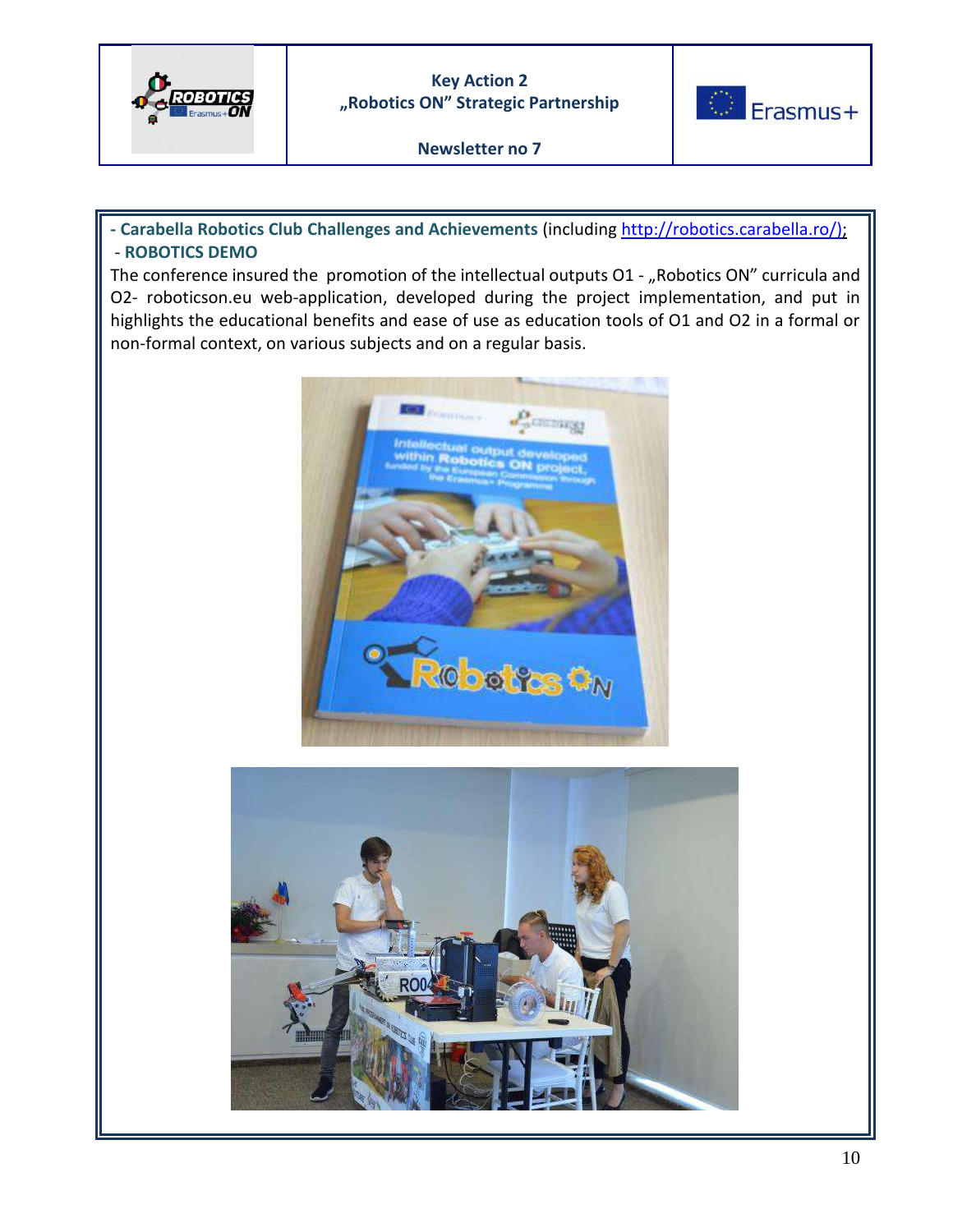**- Carabella Robotics Club Challenges and Achievements** (including http://robotics.carabella.ro/);

**- ROBOTICS DEMO**

The conference insured the promotion of the intellectual outputs O1 - „Robotics ON" curricula and O2- roboticson.eu web-application, developed during the project implementation, and put in highlights the educational benefits and ease of use as education tools of O1 and O2 in a formal or non-formal context, on various subjects and on a regular basis.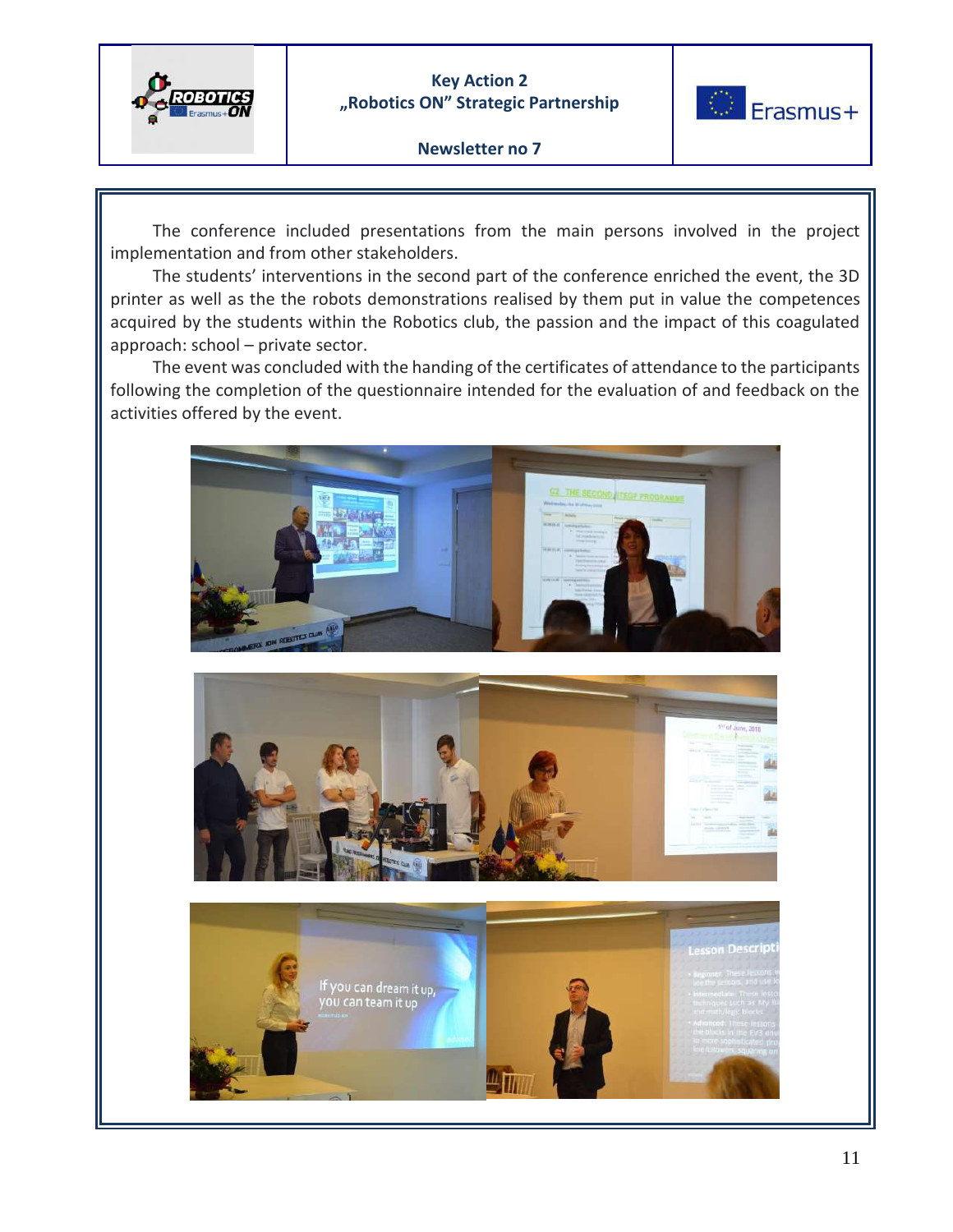The conference included presentations from the main persons involved in the project implementation and from other stakeholders.

The students' interventions in the second part of the conference enriched the event, the 3D printer as well as the the robots demonstrations realised by them put in value the competences acquired by the students within the Robotics club, the passion and the impact of this coagulated approach: school – private sector.

The event was concluded with the handing of the certificates of attendance to the participants following the completion of the questionnaire intended for the evaluation of and feedback on the activities offered by the event.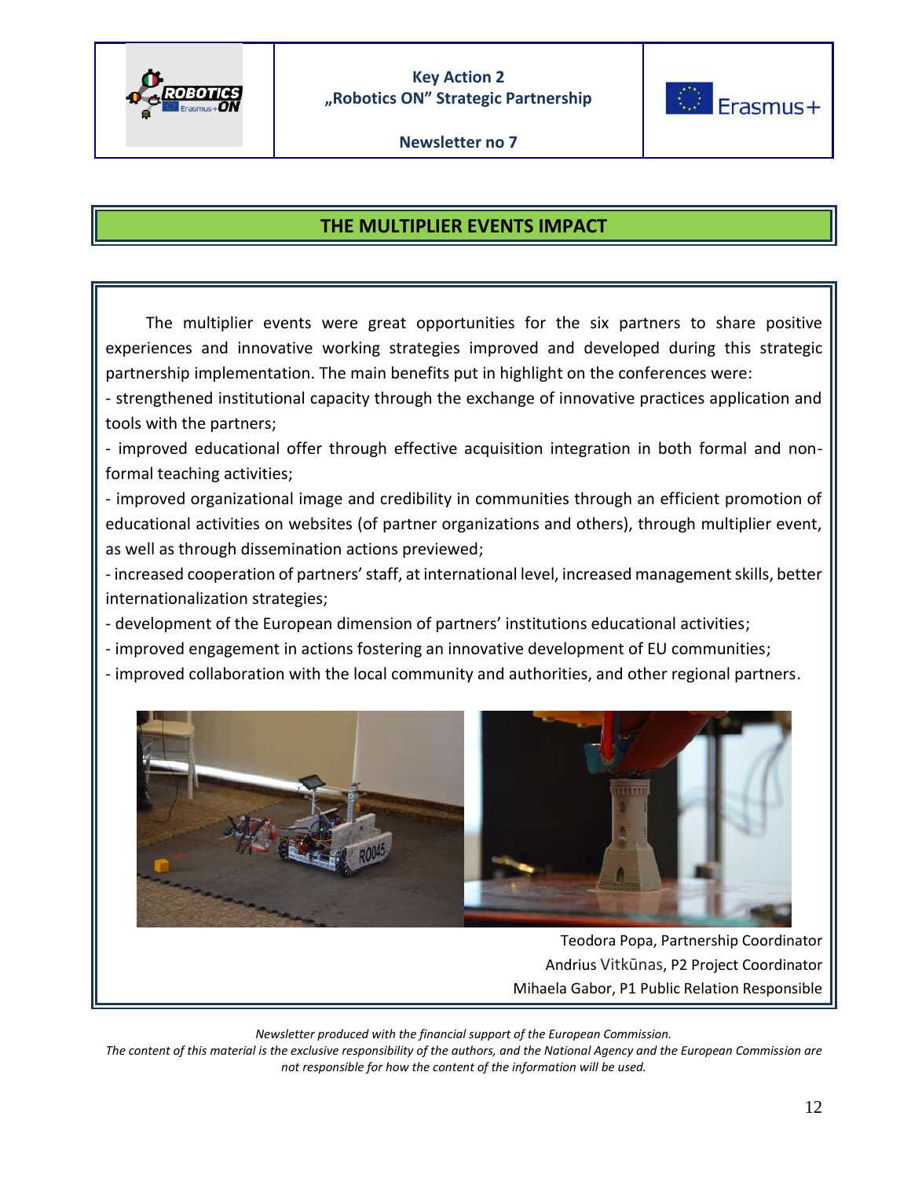## THE MULTIPLIER EVENTS IMPACT

The multiplier events were great opportunities for the six partners to share positive experiences and innovative working strategies improved and developed during this strategic partnership implementation. The main benefits put in highlight on the conferences were:

- strengthened institutional capacity through the exchange of innovative practices application and tools with the partners;
- improved educational offer through effective acquisition integration in both formal and non-formal teaching activities;
- improved organizational image and credibility in communities through an efficient promotion of educational activities on websites (of partner organizations and others), through multiplier event, as well as through dissemination actions previewed;
- increased cooperation of partners' staff, at international level, increased management skills, better internationalization strategies;
- development of the European dimension of partners' institutions educational activities;
- improved engagement in actions fostering an innovative development of EU communities;
- improved collaboration with the local community and authorities, and other regional partners.

Teodora Popa, Partnership Coordinator
Andrius Vitkūnas, P2 Project Coordinator
Mihaela Gabor, P1 Public Relation Responsible

*Newsletter produced with the financial support of the European Commission.*
*The content of this material is the exclusive responsibility of the authors, and the National Agency and the European Commission are not responsible for how the content of the information will be used.*